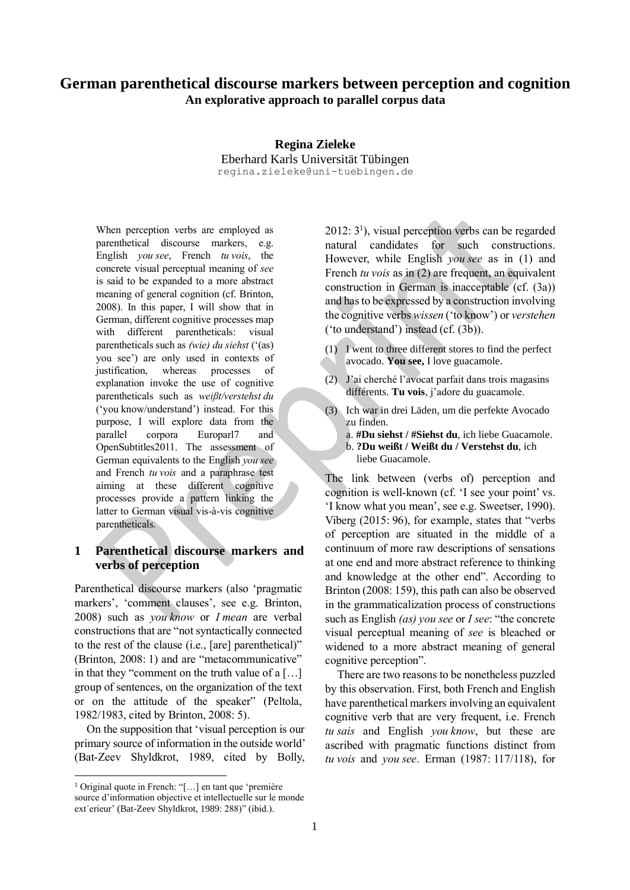# German parenthetical discourse markers between perception and cognition

**An explorative approach to parallel corpus data**

**Regina Zieleke**
Eberhard Karls Universität Tübingen
regina.zieleke@uni-tuebingen.de

When perception verbs are employed as parenthetical discourse markers, e.g. English *you see*, French *tu vois*, the concrete visual perceptual meaning of *see* is said to be expanded to a more abstract meaning of general cognition (cf. Brinton, 2008). In this paper, I will show that in German, different cognitive processes map with different parentheticals: visual parentheticals such as *(wie) du siehst* ('(as) you see') are only used in contexts of justification, whereas processes of explanation invoke the use of cognitive parentheticals such as *weißt/verstehst du* ('you know/understand') instead. For this purpose, I will explore data from the parallel corpora Europarl7 and OpenSubtitles2011. The assessment of German equivalents to the English *you see* and French *tu vois* and a paraphrase test aiming at these different cognitive processes provide a pattern linking the latter to German visual vis-à-vis cognitive parentheticals.

## 1 Parenthetical discourse markers and verbs of perception

Parenthetical discourse markers (also 'pragmatic markers', 'comment clauses', see e.g. Brinton, 2008) such as *you know* or *I mean* are verbal constructions that are "not syntactically connected to the rest of the clause (i.e., [are] parenthetical)" (Brinton, 2008: 1) and are "metacommunicative" in that they "comment on the truth value of a […] group of sentences, on the organization of the text or on the attitude of the speaker" (Peltola, 1982/1983, cited by Brinton, 2008: 5).

On the supposition that 'visual perception is our primary source of information in the outside world' (Bat-Zeev Shyldkrot, 1989, cited by Bolly, 2012: 3[1]), visual perception verbs can be regarded natural candidates for such constructions. However, while English *you see* as in (1) and French *tu vois* as in (2) are frequent, an equivalent construction in German is inacceptable (cf. (3a)) and has to be expressed by a construction involving the cognitive verbs *wissen* ('to know') or *verstehen* ('to understand') instead (cf. (3b)).

(1) I went to three different stores to find the perfect avocado. **You see,** I love guacamole.

(2) J'ai cherché l'avocat parfait dans trois magasins différents. **Tu vois**, j'adore du guacamole.

(3) Ich war in drei Läden, um die perfekte Avocado zu finden.
a. **#Du siehst / #Siehst du**, ich liebe Guacamole.
b. **?Du weißt / Weißt du / Verstehst du**, ich liebe Guacamole.

The link between (verbs of) perception and cognition is well-known (cf. 'I see your point' vs. 'I know what you mean', see e.g. Sweetser, 1990). Viberg (2015: 96), for example, states that "verbs of perception are situated in the middle of a continuum of more raw descriptions of sensations at one end and more abstract reference to thinking and knowledge at the other end". According to Brinton (2008: 159), this path can also be observed in the grammaticalization process of constructions such as English *(as) you see* or *I see*: "the concrete visual perceptual meaning of *see* is bleached or widened to a more abstract meaning of general cognitive perception".

There are two reasons to be nonetheless puzzled by this observation. First, both French and English have parenthetical markers involving an equivalent cognitive verb that are very frequent, i.e. French *tu sais* and English *you know*, but these are ascribed with pragmatic functions distinct from *tu vois* and *you see*. Erman (1987: 117/118), for

[1] Original quote in French: "[…] en tant que 'première source d'information objective et intellectuelle sur le monde ext´erieur' (Bat-Zeev Shyldkrot, 1989: 288)" (ibid.).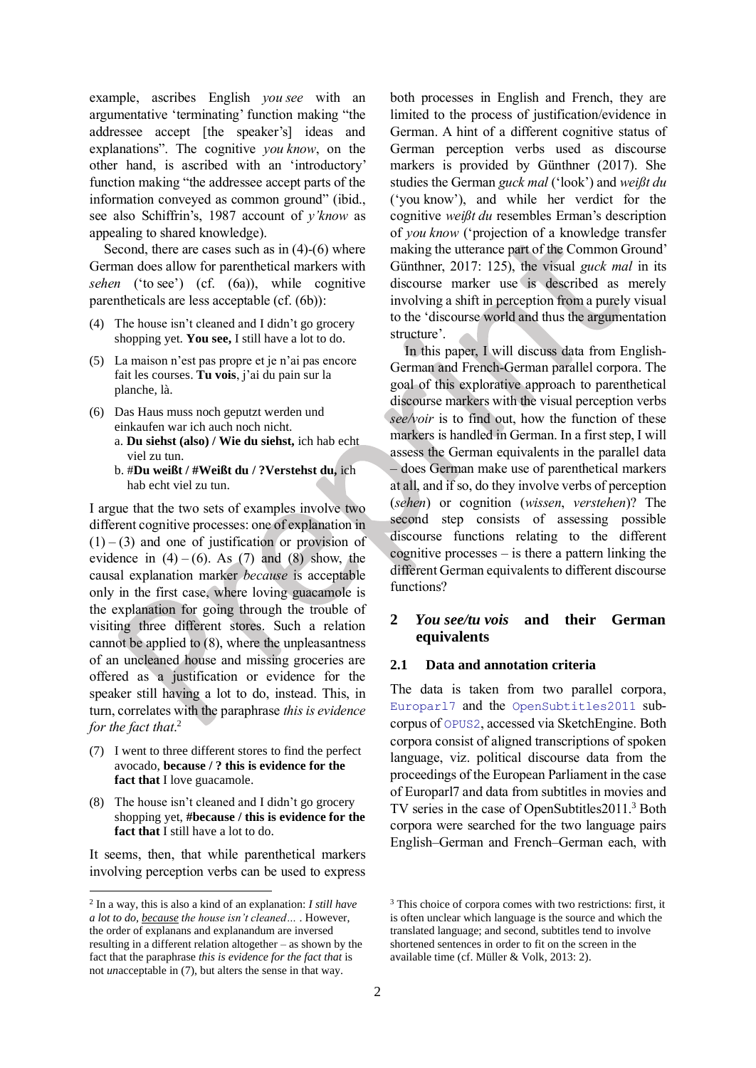example, ascribes English *you see* with an argumentative 'terminating' function making "the addressee accept [the speaker's] ideas and explanations". The cognitive *you know*, on the other hand, is ascribed with an 'introductory' function making "the addressee accept parts of the information conveyed as common ground" (ibid., see also Schiffrin's, 1987 account of *y'know* as appealing to shared knowledge).

Second, there are cases such as in (4)-(6) where German does allow for parenthetical markers with *sehen* ('to see') (cf. (6a)), while cognitive parentheticals are less acceptable (cf. (6b)):

(4) The house isn't cleaned and I didn't go grocery shopping yet. **You see,** I still have a lot to do.

(5) La maison n'est pas propre et je n'ai pas encore fait les courses. **Tu vois**, j'ai du pain sur la planche, là.

(6) Das Haus muss noch geputzt werden und einkaufen war ich auch noch nicht.
 a. **Du siehst (also) / Wie du siehst,** ich hab echt viel zu tun.
 b. #**Du weißt / #Weißt du / ?Verstehst du,** ich hab echt viel zu tun.

I argue that the two sets of examples involve two different cognitive processes: one of explanation in (1) – (3) and one of justification or provision of evidence in (4) – (6). As (7) and (8) show, the causal explanation marker *because* is acceptable only in the first case, where loving guacamole is the explanation for going through the trouble of visiting three different stores. Such a relation cannot be applied to (8), where the unpleasantness of an uncleaned house and missing groceries are offered as a justification or evidence for the speaker still having a lot to do, instead. This, in turn, correlates with the paraphrase *this is evidence for the fact that*.[2]

(7) I went to three different stores to find the perfect avocado, **because / ? this is evidence for the fact that** I love guacamole.

(8) The house isn't cleaned and I didn't go grocery shopping yet, **#because / this is evidence for the fact that** I still have a lot to do.

It seems, then, that while parenthetical markers involving perception verbs can be used to express both processes in English and French, they are limited to the process of justification/evidence in German. A hint of a different cognitive status of German perception verbs used as discourse markers is provided by Günthner (2017). She studies the German *guck mal* ('look') and *weißt du* ('you know'), and while her verdict for the cognitive *weißt du* resembles Erman's description of *you know* ('projection of a knowledge transfer making the utterance part of the Common Ground' Günthner, 2017: 125), the visual *guck mal* in its discourse marker use is described as merely involving a shift in perception from a purely visual to the 'discourse world and thus the argumentation structure'.

In this paper, I will discuss data from English-German and French-German parallel corpora. The goal of this explorative approach to parenthetical discourse markers with the visual perception verbs *see/voir* is to find out, how the function of these markers is handled in German. In a first step, I will assess the German equivalents in the parallel data – does German make use of parenthetical markers at all, and if so, do they involve verbs of perception (*sehen*) or cognition (*wissen*, *verstehen*)? The second step consists of assessing possible discourse functions relating to the different cognitive processes – is there a pattern linking the different German equivalents to different discourse functions?

## 2 *You see/tu vois* and their German equivalents

### 2.1 Data and annotation criteria

The data is taken from two parallel corpora, Europarl7 and the OpenSubtitles2011 subcorpus of OPUS2, accessed via SketchEngine. Both corpora consist of aligned transcriptions of spoken language, viz. political discourse data from the proceedings of the European Parliament in the case of Europarl7 and data from subtitles in movies and TV series in the case of OpenSubtitles2011.[3] Both corpora were searched for the two language pairs English–German and French–German each, with

[2] In a way, this is also a kind of an explanation: *I still have a lot to do, because the house isn't cleaned…* . However, the order of explanans and explanandum are inversed resulting in a different relation altogether – as shown by the fact that the paraphrase *this is evidence for the fact that* is not *un*acceptable in (7), but alters the sense in that way.

[3] This choice of corpora comes with two restrictions: first, it is often unclear which language is the source and which the translated language; and second, subtitles tend to involve shortened sentences in order to fit on the screen in the available time (cf. Müller & Volk, 2013: 2).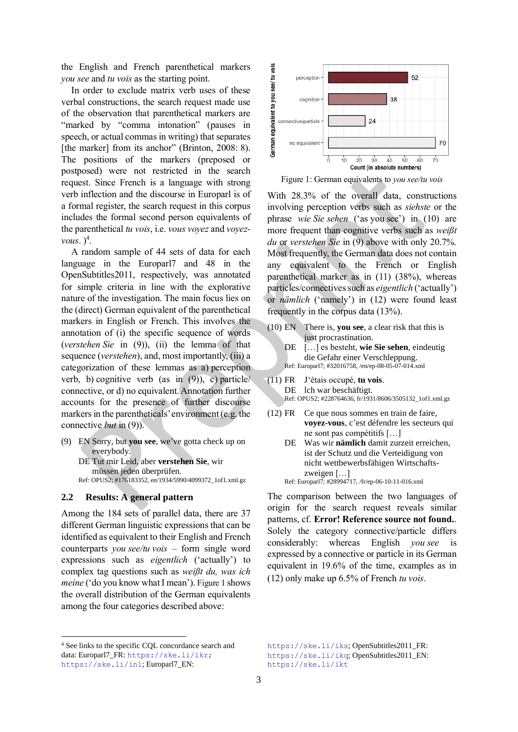the English and French parenthetical markers *you see* and *tu vois* as the starting point.

In order to exclude matrix verb uses of these verbal constructions, the search request made use of the observation that parenthetical markers are "marked by "comma intonation" (pauses in speech, or actual commas in writing) that separates [the marker] from its anchor" (Brinton, 2008: 8). The positions of the markers (preposed or postposed) were not restricted in the search request. Since French is a language with strong verb inflection and the discourse in Europarl is of a formal register, the search request in this corpus includes the formal second person equivalents of the parenthetical *tu vois*, i.e. *vous voyez* and *voyez-vous*. )[4].

A random sample of 44 sets of data for each language in the Europarl7 and 48 in the OpenSubtitles2011, respectively, was annotated for simple criteria in line with the explorative nature of the investigation. The main focus lies on the (direct) German equivalent of the parenthetical markers in English or French. This involves the annotation of (i) the specific sequence of words (*verstehen Sie* in (9)), (ii) the lemma of that sequence (*verstehen*), and, most importantly, (iii) a categorization of these lemmas as a) perception verb, b) cognitive verb (as in (9)), c) particle/ connective, or d) no equivalent. Annotation further accounts for the presence of further discourse markers in the parentheticals' environment (e.g. the connective *but* in (9)).

(9) EN Sorry, but **you see**, we've gotta check up on everybody.
DE Tut mir Leid, aber **verstehen Sie**, wir müssen jeden überprüfen.
Ref: OPUS2; #176183352, en/1934/5990/4099372_1of1.xml.gz

## 2.2 Results: A general pattern

Among the 184 sets of parallel data, there are 37 different German linguistic expressions that can be identified as equivalent to their English and French counterparts *you see/tu vois* – form single word expressions such as *eigentlich* ('actually') to complex tag questions such as *weißt du, was ich meine* ('do you know what I mean'). Figure 1 shows the overall distribution of the German equivalents among the four categories described above:

| German equivalent to you see/ tu vois | Count (in absolute numbers) |
|---|---|
| perception | 52 |
| cognition | 38 |
| connective/particle | 24 |
| no equivalent | 70 |

Figure 1: German equivalents to *you see/tu vois*

With 28.3% of the overall data, constructions involving perception verbs such as *siehste* or the phrase *wie Sie sehen* ('as you see') in (10) are more frequent than cognitive verbs such as *weißt du* or *verstehen Sie* in (9) above with only 20.7%. Most frequently, the German data does not contain any equivalent to the French or English parenthetical marker as in (11) (38%), whereas particles/connectives such as *eigentlich* ('actually') or *nämlich* ('namely') in (12) were found least frequently in the corpus data (13%).

(10) EN There is, **you see**, a clear risk that this is just procrastination.
DE […] es besteht, **wie Sie sehen**, eindeutig die Gefahr einer Verschleppung.
Ref: Europarl7; #32016758, /en/ep-08-05-07-014.xml

(11) FR J'étais occupé, **tu vois**.
DE Ich war beschäftigt.
Ref: OPUS2; #228764636, fr/1931/8606/3505132_1of1.xml.gz

(12) FR Ce que nous sommes en train de faire, **voyez-vous**, c'est défendre les secteurs qui ne sont pas compétitifs […]
DE Was wir **nämlich** damit zurzeit erreichen, ist der Schutz und die Verteidigung von nicht wettbewerbsfähigen Wirtschafts-zweigen […]
Ref: Europarl7; #28994717, /fr/ep-06-10-11-016.xml

The comparison between the two languages of origin for the search request reveals similar patterns, cf. **Error! Reference source not found.**. Solely the category connective/particle differs considerably: whereas English *you see* is expressed by a connective or particle in its German equivalent in 19.6% of the time, examples as in (12) only make up 6.5% of French *tu vois*.

---

[4] See links to the specific CQL concordance search and data: Europarl7_FR: https://ske.li/ikr; https://ske.li/in1; Europarl7_EN: https://ske.li/iks; OpenSubtitles2011_FR: https://ske.li/ikq; OpenSubtitles2011_EN: https://ske.li/ikt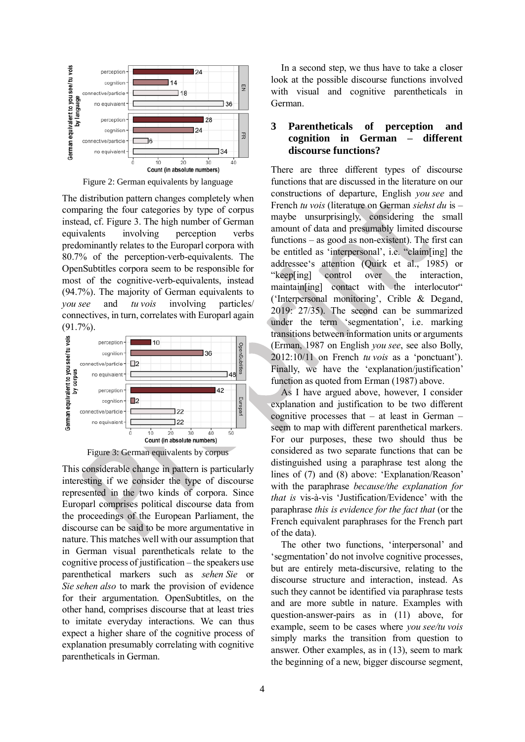Figure 2: German equivalents by language

The distribution pattern changes completely when comparing the four categories by type of corpus instead, cf. Figure 3. The high number of German equivalents involving perception verbs predominantly relates to the Europarl corpora with 80.7% of the perception-verb-equivalents. The OpenSubtitles corpora seem to be responsible for most of the cognitive-verb-equivalents, instead (94.7%). The majority of German equivalents to *you see* and *tu vois* involving particles/connectives, in turn, correlates with Europarl again (91.7%).

Figure 3: German equivalents by corpus

This considerable change in pattern is particularly interesting if we consider the type of discourse represented in the two kinds of corpora. Since Europarl comprises political discourse data from the proceedings of the European Parliament, the discourse can be said to be more argumentative in nature. This matches well with our assumption that in German visual parentheticals relate to the cognitive process of justification – the speakers use parenthetical markers such as *sehen Sie* or *Sie sehen also* to mark the provision of evidence for their argumentation. OpenSubtitles, on the other hand, comprises discourse that at least tries to imitate everyday interactions. We can thus expect a higher share of the cognitive process of explanation presumably correlating with cognitive parentheticals in German.

In a second step, we thus have to take a closer look at the possible discourse functions involved with visual and cognitive parentheticals in German.

## 3 Parentheticals of perception and cognition in German – different discourse functions?

There are three different types of discourse functions that are discussed in the literature on our constructions of departure, English *you see* and French *tu vois* (literature on German *siehst du* is – maybe unsurprisingly, considering the small amount of data and presumably limited discourse functions – as good as non-existent). The first can be entitled as 'interpersonal', i.e. "claim[ing] the addressee's attention (Quirk et al., 1985) or "keep[ing] control over the interaction, maintain[ing] contact with the interlocutor" ('Interpersonal monitoring', Crible & Degand, 2019: 27/35). The second can be summarized under the term 'segmentation', i.e. marking transitions between information units or arguments (Erman, 1987 on English *you see*, see also Bolly, 2012:10/11 on French *tu vois* as a 'ponctuant'). Finally, we have the 'explanation/justification' function as quoted from Erman (1987) above.

As I have argued above, however, I consider explanation and justification to be two different cognitive processes that – at least in German – seem to map with different parenthetical markers. For our purposes, these two should thus be considered as two separate functions that can be distinguished using a paraphrase test along the lines of (7) and (8) above: 'Explanation/Reason' with the paraphrase *because/the explanation for that is* vis-à-vis 'Justification/Evidence' with the paraphrase *this is evidence for the fact that* (or the French equivalent paraphrases for the French part of the data).

The other two functions, 'interpersonal' and 'segmentation' do not involve cognitive processes, but are entirely meta-discursive, relating to the discourse structure and interaction, instead. As such they cannot be identified via paraphrase tests and are more subtle in nature. Examples with question-answer-pairs as in (11) above, for example, seem to be cases where *you see/tu vois* simply marks the transition from question to answer. Other examples, as in (13), seem to mark the beginning of a new, bigger discourse segment,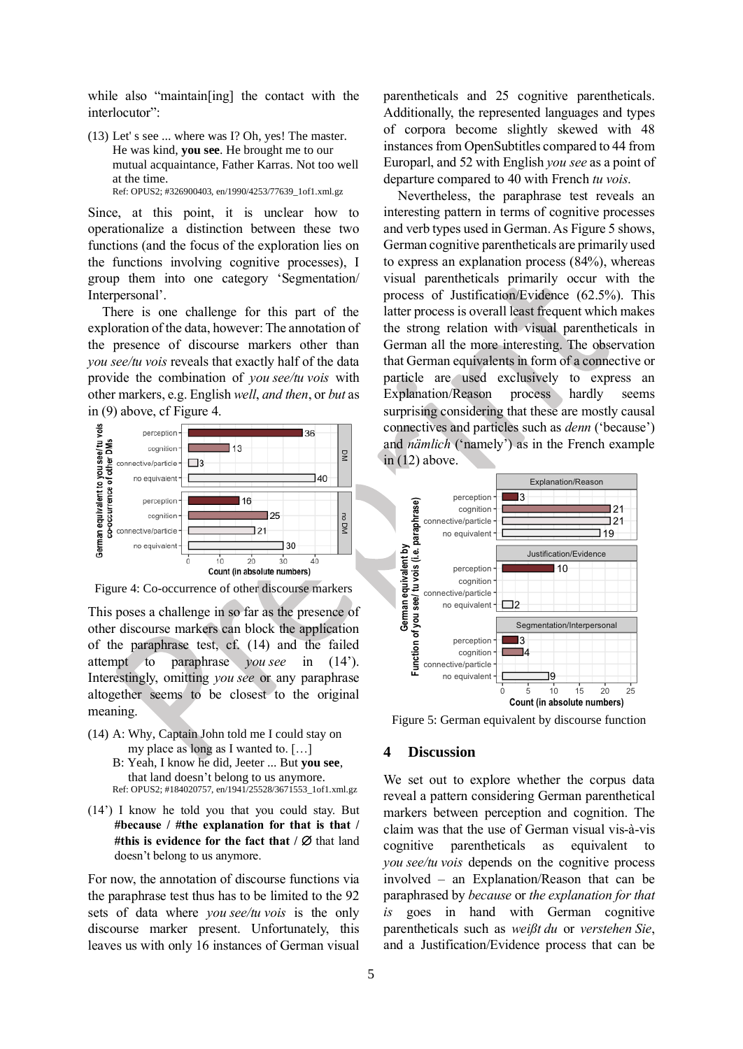while also "maintain[ing] the contact with the interlocutor":

(13) Let' s see ... where was I? Oh, yes! The master. He was kind, **you see**. He brought me to our mutual acquaintance, Father Karras. Not too well at the time.
Ref: OPUS2; #326900403, en/1990/4253/77639_1of1.xml.gz

Since, at this point, it is unclear how to operationalize a distinction between these two functions (and the focus of the exploration lies on the functions involving cognitive processes), I group them into one category 'Segmentation/ Interpersonal'.

There is one challenge for this part of the exploration of the data, however: The annotation of the presence of discourse markers other than *you see/tu vois* reveals that exactly half of the data provide the combination of *you see/tu vois* with other markers, e.g. English *well*, *and then*, or *but* as in (9) above, cf Figure 4.

Figure 4: Co-occurrence of other discourse markers

This poses a challenge in so far as the presence of other discourse markers can block the application of the paraphrase test, cf. (14) and the failed attempt to paraphrase *you see* in (14'). Interestingly, omitting *you see* or any paraphrase altogether seems to be closest to the original meaning.

(14) A: Why, Captain John told me I could stay on my place as long as I wanted to. […]
B: Yeah, I know he did, Jeeter ... But **you see**, that land doesn't belong to us anymore.
Ref: OPUS2; #184020757, en/1941/25528/3671553_1of1.xml.gz

(14') I know he told you that you could stay. But **#because / #the explanation for that is that / #this is evidence for the fact that / ∅** that land doesn't belong to us anymore.

For now, the annotation of discourse functions via the paraphrase test thus has to be limited to the 92 sets of data where *you see/tu vois* is the only discourse marker present. Unfortunately, this leaves us with only 16 instances of German visual parentheticals and 25 cognitive parentheticals. Additionally, the represented languages and types of corpora become slightly skewed with 48 instances from OpenSubtitles compared to 44 from Europarl, and 52 with English *you see* as a point of departure compared to 40 with French *tu vois*.

Nevertheless, the paraphrase test reveals an interesting pattern in terms of cognitive processes and verb types used in German. As Figure 5 shows, German cognitive parentheticals are primarily used to express an explanation process (84%), whereas visual parentheticals primarily occur with the process of Justification/Evidence (62.5%). This latter process is overall least frequent which makes the strong relation with visual parentheticals in German all the more interesting. The observation that German equivalents in form of a connective or particle are used exclusively to express an Explanation/Reason process hardly seems surprising considering that these are mostly causal connectives and particles such as *denn* ('because') and *nämlich* ('namely') as in the French example in (12) above.

Figure 5: German equivalent by discourse function

## 4 Discussion

We set out to explore whether the corpus data reveal a pattern considering German parenthetical markers between perception and cognition. The claim was that the use of German visual vis-à-vis cognitive parentheticals as equivalent to *you see/tu vois* depends on the cognitive process involved – an Explanation/Reason that can be paraphrased by *because* or *the explanation for that is* goes in hand with German cognitive parentheticals such as *weißt du* or *verstehen Sie*, and a Justification/Evidence process that can be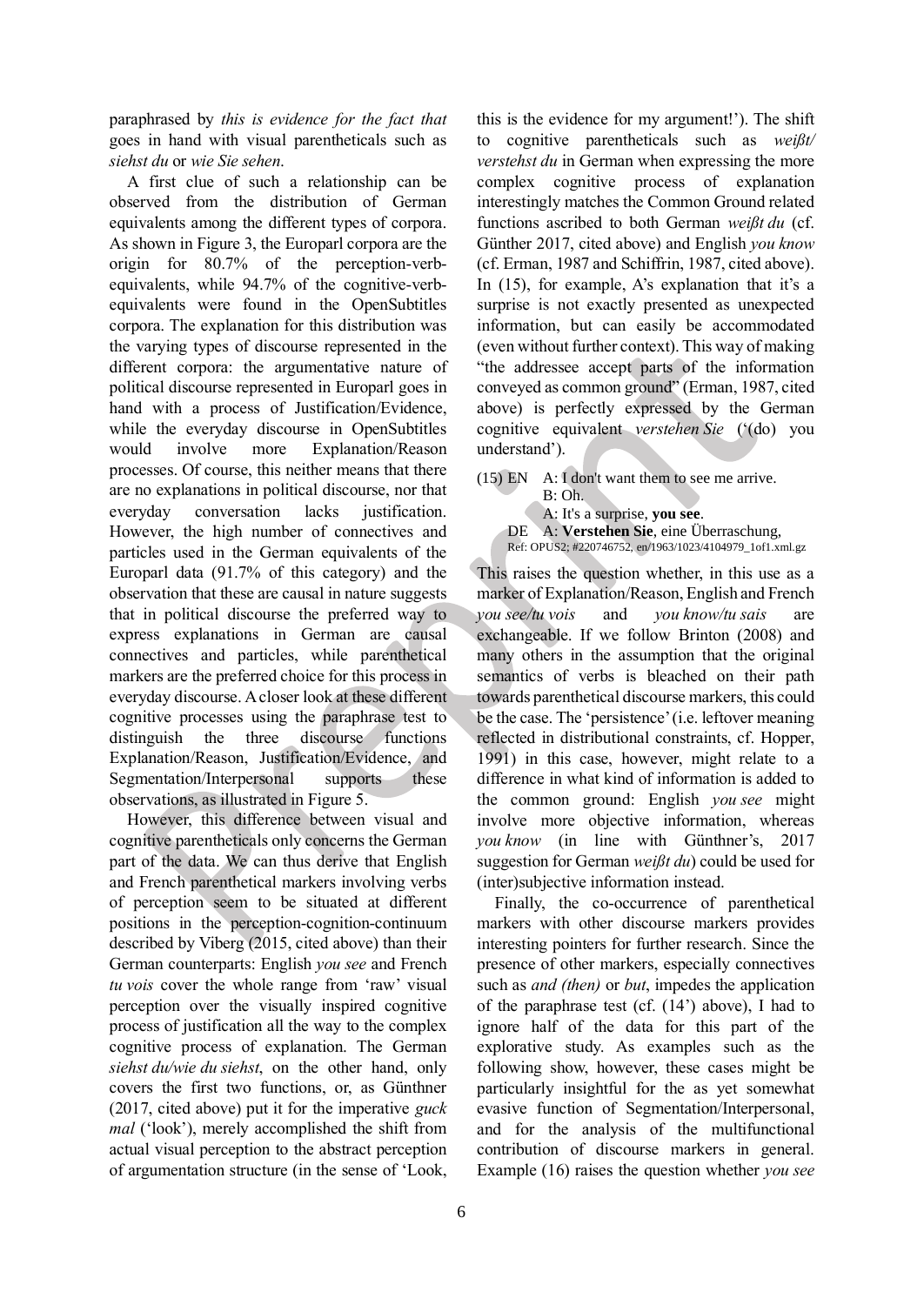paraphrased by *this is evidence for the fact that* goes in hand with visual parentheticals such as *siehst du* or *wie Sie sehen*.

A first clue of such a relationship can be observed from the distribution of German equivalents among the different types of corpora. As shown in Figure 3, the Europarl corpora are the origin for 80.7% of the perception-verb-equivalents, while 94.7% of the cognitive-verb-equivalents were found in the OpenSubtitles corpora. The explanation for this distribution was the varying types of discourse represented in the different corpora: the argumentative nature of political discourse represented in Europarl goes in hand with a process of Justification/Evidence, while the everyday discourse in OpenSubtitles would involve more Explanation/Reason processes. Of course, this neither means that there are no explanations in political discourse, nor that everyday conversation lacks justification. However, the high number of connectives and particles used in the German equivalents of the Europarl data (91.7% of this category) and the observation that these are causal in nature suggests that in political discourse the preferred way to express explanations in German are causal connectives and particles, while parenthetical markers are the preferred choice for this process in everyday discourse. A closer look at these different cognitive processes using the paraphrase test to distinguish the three discourse functions Explanation/Reason, Justification/Evidence, and Segmentation/Interpersonal supports these observations, as illustrated in Figure 5.

However, this difference between visual and cognitive parentheticals only concerns the German part of the data. We can thus derive that English and French parenthetical markers involving verbs of perception seem to be situated at different positions in the perception-cognition-continuum described by Viberg (2015, cited above) than their German counterparts: English *you see* and French *tu vois* cover the whole range from 'raw' visual perception over the visually inspired cognitive process of justification all the way to the complex cognitive process of explanation. The German *siehst du/wie du siehst*, on the other hand, only covers the first two functions, or, as Günthner (2017, cited above) put it for the imperative *guck mal* ('look'), merely accomplished the shift from actual visual perception to the abstract perception of argumentation structure (in the sense of 'Look, this is the evidence for my argument!'). The shift to cognitive parentheticals such as *weißt/ verstehst du* in German when expressing the more complex cognitive process of explanation interestingly matches the Common Ground related functions ascribed to both German *weißt du* (cf. Günther 2017, cited above) and English *you know* (cf. Erman, 1987 and Schiffrin, 1987, cited above). In (15), for example, A's explanation that it's a surprise is not exactly presented as unexpected information, but can easily be accommodated (even without further context). This way of making "the addressee accept parts of the information conveyed as common ground" (Erman, 1987, cited above) is perfectly expressed by the German cognitive equivalent *verstehen Sie* ('(do) you understand').

(15) EN A: I don't want them to see me arrive.
B: Oh.
A: It's a surprise, **you see**.
DE A: **Verstehen Sie**, eine Überraschung,
Ref: OPUS2; #220746752, en/1963/1023/4104979_1of1.xml.gz

This raises the question whether, in this use as a marker of Explanation/Reason, English and French *you see/tu vois* and *you know/tu sais* are exchangeable. If we follow Brinton (2008) and many others in the assumption that the original semantics of verbs is bleached on their path towards parenthetical discourse markers, this could be the case. The 'persistence' (i.e. leftover meaning reflected in distributional constraints, cf. Hopper, 1991) in this case, however, might relate to a difference in what kind of information is added to the common ground: English *you see* might involve more objective information, whereas *you know* (in line with Günthner's, 2017 suggestion for German *weißt du*) could be used for (inter)subjective information instead.

Finally, the co-occurrence of parenthetical markers with other discourse markers provides interesting pointers for further research. Since the presence of other markers, especially connectives such as *and (then)* or *but*, impedes the application of the paraphrase test (cf. (14') above), I had to ignore half of the data for this part of the explorative study. As examples such as the following show, however, these cases might be particularly insightful for the as yet somewhat evasive function of Segmentation/Interpersonal, and for the analysis of the multifunctional contribution of discourse markers in general. Example (16) raises the question whether *you see*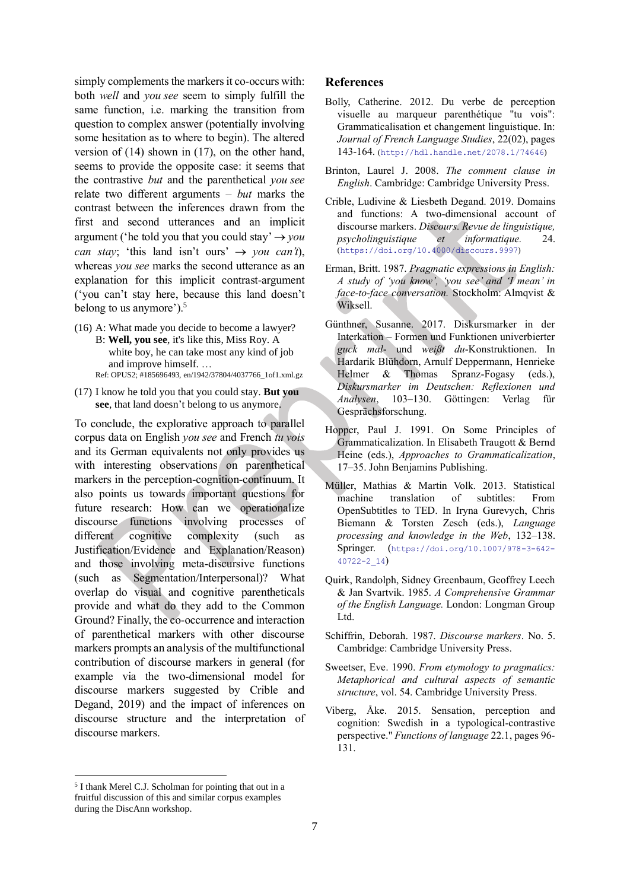simply complements the markers it co-occurs with: both *well* and *you see* seem to simply fulfill the same function, i.e. marking the transition from question to complex answer (potentially involving some hesitation as to where to begin). The altered version of (14) shown in (17), on the other hand, seems to provide the opposite case: it seems that the contrastive *but* and the parenthetical *you see* relate two different arguments – *but* marks the contrast between the inferences drawn from the first and second utterances and an implicit argument ('he told you that you could stay' → *you can stay*; 'this land isn't ours' → *you can't*), whereas *you see* marks the second utterance as an explanation for this implicit contrast-argument ('you can't stay here, because this land doesn't belong to us anymore').[5]

(16) A: What made you decide to become a lawyer?
B: **Well, you see**, it's like this, Miss Roy. A white boy, he can take most any kind of job and improve himself. …
Ref: OPUS2; #185696493, en/1942/37804/4037766_1of1.xml.gz

(17) I know he told you that you could stay. **But you see**, that land doesn't belong to us anymore.

To conclude, the explorative approach to parallel corpus data on English *you see* and French *tu vois* and its German equivalents not only provides us with interesting observations on parenthetical markers in the perception-cognition-continuum. It also points us towards important questions for future research: How can we operationalize discourse functions involving processes of different cognitive complexity (such as Justification/Evidence and Explanation/Reason) and those involving meta-discursive functions (such as Segmentation/Interpersonal)? What overlap do visual and cognitive parentheticals provide and what do they add to the Common Ground? Finally, the co-occurrence and interaction of parenthetical markers with other discourse markers prompts an analysis of the multifunctional contribution of discourse markers in general (for example via the two-dimensional model for discourse markers suggested by Crible and Degand, 2019) and the impact of inferences on discourse structure and the interpretation of discourse markers.

[5] I thank Merel C.J. Scholman for pointing that out in a fruitful discussion of this and similar corpus examples during the DiscAnn workshop.

## References

Bolly, Catherine. 2012. Du verbe de perception visuelle au marqueur parenthétique "tu vois": Grammaticalisation et changement linguistique. In: *Journal of French Language Studies*, 22(02), pages 143-164. (http://hdl.handle.net/2078.1/74646)

Brinton, Laurel J. 2008. *The comment clause in English*. Cambridge: Cambridge University Press.

Crible, Ludivine & Liesbeth Degand. 2019. Domains and functions: A two-dimensional account of discourse markers. *Discours. Revue de linguistique, psycholinguistique et informatique.* 24. (https://doi.org/10.4000/discours.9997)

Erman, Britt. 1987. *Pragmatic expressions in English: A study of 'you know', 'you see' and 'I mean' in face-to-face conversation.* Stockholm: Almqvist & Wiksell.

Günthner, Susanne. 2017. Diskursmarker in der Interaktion – Formen und Funktionen univerbierter *guck mal-* und *weißt du*-Konstruktionen. In Hardarik Blühdorn, Arnulf Deppermann, Henrieke Helmer & Thomas Spranz-Fogasy (eds.), *Diskursmarker im Deutschen: Reflexionen und Analysen*, 103–130. Göttingen: Verlag für Gesprächsforschung.

Hopper, Paul J. 1991. On Some Principles of Grammaticalization. In Elisabeth Traugott & Bernd Heine (eds.), *Approaches to Grammaticalization*, 17–35. John Benjamins Publishing.

Müller, Mathias & Martin Volk. 2013. Statistical machine translation of subtitles: From OpenSubtitles to TED. In Iryna Gurevych, Chris Biemann & Torsten Zesch (eds.), *Language processing and knowledge in the Web*, 132–138. Springer. (https://doi.org/10.1007/978-3-642-40722-2_14)

Quirk, Randolph, Sidney Greenbaum, Geoffrey Leech & Jan Svartvik. 1985. *A Comprehensive Grammar of the English Language.* London: Longman Group Ltd.

Schiffrin, Deborah. 1987. *Discourse markers*. No. 5. Cambridge: Cambridge University Press.

Sweetser, Eve. 1990. *From etymology to pragmatics: Metaphorical and cultural aspects of semantic structure*, vol. 54. Cambridge University Press.

Viberg, Åke. 2015. Sensation, perception and cognition: Swedish in a typological-contrastive perspective." *Functions of language* 22.1, pages 96-131.